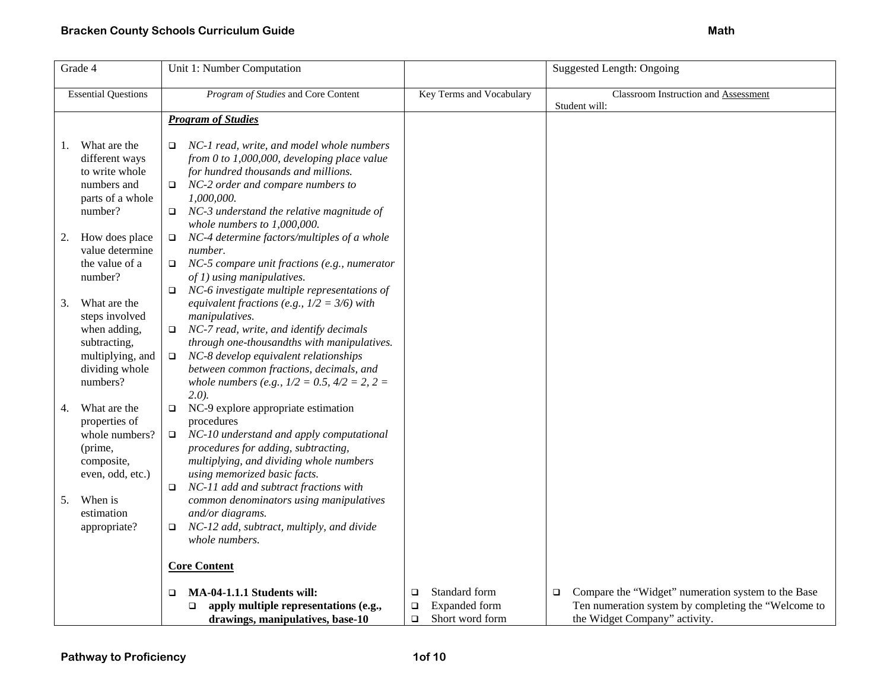| Grade 4 | Unit 1: Number Computation | | Suggested Length: Ongoing |
|---|---|---|---|
| Essential Questions | *Program of Studies* and Core Content | Key Terms and Vocabulary | Classroom Instruction and Assessment<br>Student will: |
| 1. What are the different ways to write whole numbers and parts of a whole number?<br><br>2. How does place value determine the value of a number?<br><br>3. What are the steps involved when adding, subtracting, multiplying, and dividing whole numbers?<br><br>4. What are the properties of whole numbers? (prime, composite, even, odd, etc.)<br><br>5. When is estimation appropriate? | ***Program of Studies***<br><br>❑ *NC-1 read, write, and model whole numbers from 0 to 1,000,000, developing place value for hundred thousands and millions.*<br>❑ *NC-2 order and compare numbers to 1,000,000.*<br>❑ *NC-3 understand the relative magnitude of whole numbers to 1,000,000.*<br>❑ *NC-4 determine factors/multiples of a whole number.*<br>❑ *NC-5 compare unit fractions (e.g., numerator of 1) using manipulatives.*<br>❑ *NC-6 investigate multiple representations of equivalent fractions (e.g., 1/2 = 3/6) with manipulatives.*<br>❑ *NC-7 read, write, and identify decimals through one-thousandths with manipulatives.*<br>❑ *NC-8 develop equivalent relationships between common fractions, decimals, and whole numbers (e.g., 1/2 = 0.5, 4/2 = 2, 2 = 2.0).*<br>❑ NC-9 explore appropriate estimation procedures<br>❑ *NC-10 understand and apply computational procedures for adding, subtracting, multiplying, and dividing whole numbers using memorized basic facts.*<br>❑ *NC-11 add and subtract fractions with common denominators using manipulatives and/or diagrams.*<br>❑ *NC-12 add, subtract, multiply, and divide whole numbers.*<br><br>**Core Content**<br><br>❑ **MA-04-1.1.1 Students will:**<br>&nbsp;&nbsp;❑ **apply multiple representations (e.g., drawings, manipulatives, base-10** | ❑ Standard form<br>❑ Expanded form<br>❑ Short word form | ❑ Compare the "Widget" numeration system to the Base Ten numeration system by completing the "Welcome to the Widget Company" activity. |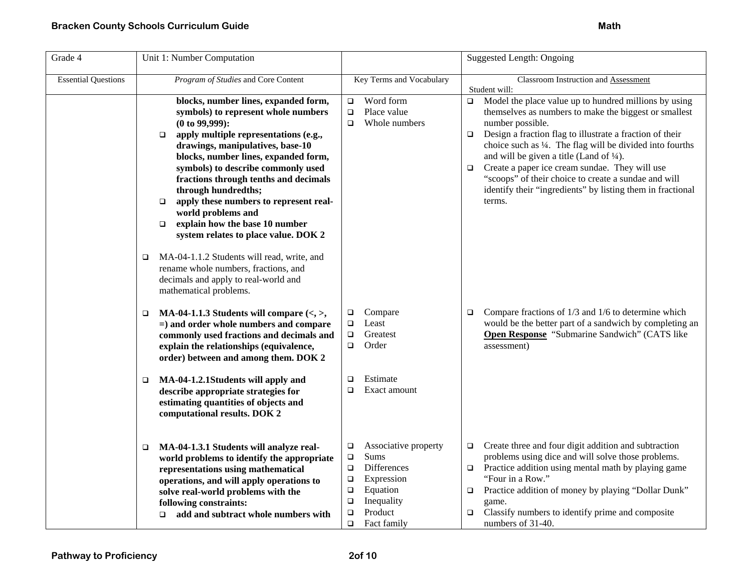| Grade 4 | Unit 1: Number Computation | | Suggested Length: Ongoing |
|---|---|---|---|
| Essential Questions | *Program of Studies* and Core Content | Key Terms and Vocabulary | Classroom Instruction and Assessment<br>Student will: |
| | **blocks, number lines, expanded form, symbols) to represent whole numbers (0 to 99,999):**<br>❑ **apply multiple representations (e.g., drawings, manipulatives, base-10 blocks, number lines, expanded form, symbols) to describe commonly used fractions through tenths and decimals through hundredths;**<br>❑ **apply these numbers to represent real-world problems and**<br>❑ **explain how the base 10 number system relates to place value. DOK 2**<br><br>❑ MA-04-1.1.2 Students will read, write, and rename whole numbers, fractions, and decimals and apply to real-world and mathematical problems. | ❑ Word form<br>❑ Place value<br>❑ Whole numbers | ❑ Model the place value up to hundred millions by using themselves as numbers to make the biggest or smallest number possible.<br>❑ Design a fraction flag to illustrate a fraction of their choice such as ¼. The flag will be divided into fourths and will be given a title (Land of ¼).<br>❑ Create a paper ice cream sundae. They will use "scoops" of their choice to create a sundae and will identify their "ingredients" by listing them in fractional terms. |
| | ❑ **MA-04-1.1.3 Students will compare (<, >, =) and order whole numbers and compare commonly used fractions and decimals and explain the relationships (equivalence, order) between and among them. DOK 2** | ❑ Compare<br>❑ Least<br>❑ Greatest<br>❑ Order | ❑ Compare fractions of 1/3 and 1/6 to determine which would be the better part of a sandwich by completing an **Open Response** "Submarine Sandwich" (CATS like assessment) |
| | ❑ **MA-04-1.2.1Students will apply and describe appropriate strategies for estimating quantities of objects and computational results. DOK 2** | ❑ Estimate<br>❑ Exact amount | |
| | ❑ **MA-04-1.3.1 Students will analyze real-world problems to identify the appropriate representations using mathematical operations, and will apply operations to solve real-world problems with the following constraints:**<br>❑ **add and subtract whole numbers with** | ❑ Associative property<br>❑ Sums<br>❑ Differences<br>❑ Expression<br>❑ Equation<br>❑ Inequality<br>❑ Product<br>❑ Fact family | ❑ Create three and four digit addition and subtraction problems using dice and will solve those problems.<br>❑ Practice addition using mental math by playing game "Four in a Row."<br>❑ Practice addition of money by playing "Dollar Dunk" game.<br>❑ Classify numbers to identify prime and composite numbers of 31-40. |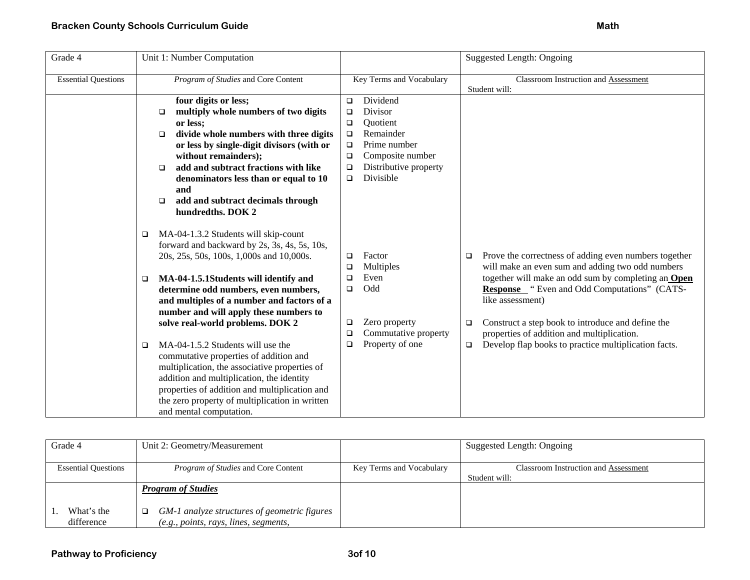| Grade 4 | Unit 1: Number Computation | | Suggested Length: Ongoing |
|---|---|---|---|
| Essential Questions | *Program of Studies* and Core Content | Key Terms and Vocabulary | Classroom Instruction and Assessment<br>Student will: |
| | **four digits or less;**<br>❑ **multiply whole numbers of two digits or less;**<br>❑ **divide whole numbers with three digits or less by single-digit divisors (with or without remainders);**<br>❑ **add and subtract fractions with like denominators less than or equal to 10 and**<br>❑ **add and subtract decimals through hundredths. DOK 2** | ❑ Dividend<br>❑ Divisor<br>❑ Quotient<br>❑ Remainder<br>❑ Prime number<br>❑ Composite number<br>❑ Distributive property<br>❑ Divisible | |
| | ❑ MA-04-1.3.2 Students will skip-count forward and backward by 2s, 3s, 4s, 5s, 10s, 20s, 25s, 50s, 100s, 1,000s and 10,000s.<br><br>❑ **MA-04-1.5.1Students will identify and determine odd numbers, even numbers, and multiples of a number and factors of a number and will apply these numbers to solve real-world problems. DOK 2** | ❑ Factor<br>❑ Multiples<br>❑ Even<br>❑ Odd | ❑ Prove the correctness of adding even numbers together will make an even sum and adding two odd numbers together will make an odd sum by completing an **Open Response** " Even and Odd Computations" (CATS-like assessment) |
| | ❑ MA-04-1.5.2 Students will use the commutative properties of addition and multiplication, the associative properties of addition and multiplication, the identity properties of addition and multiplication and the zero property of multiplication in written and mental computation. | ❑ Zero property<br>❑ Commutative property<br>❑ Property of one | ❑ Construct a step book to introduce and define the properties of addition and multiplication.<br>❑ Develop flap books to practice multiplication facts. |

| Grade 4 | Unit 2: Geometry/Measurement | | Suggested Length: Ongoing |
|---|---|---|---|
| Essential Questions | *Program of Studies* and Core Content | Key Terms and Vocabulary | Classroom Instruction and Assessment<br>Student will: |
| 1. What's the difference | ***Program of Studies***<br><br>❑ *GM-1 analyze structures of geometric figures (e.g., points, rays, lines, segments,* | | |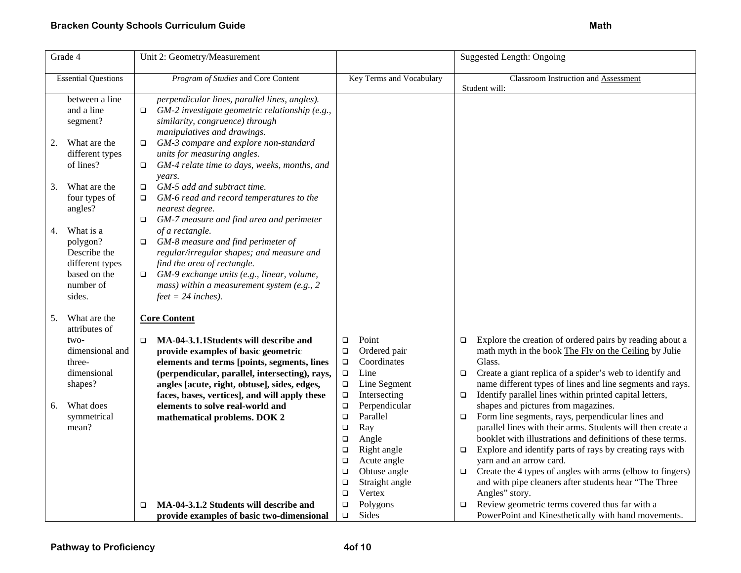| Grade 4 | Unit 2: Geometry/Measurement | | Suggested Length: Ongoing |
|---|---|---|---|
| Essential Questions | *Program of Studies* and Core Content | Key Terms and Vocabulary | Classroom Instruction and Assessment<br>Student will: |
| between a line and a line segment?<br><br>2. What are the different types of lines?<br><br>3. What are the four types of angles?<br><br>4. What is a polygon? Describe the different types based on the number of sides.<br><br>5. What are the attributes of two-dimensional and three-dimensional shapes?<br><br>6. What does symmetrical mean? | *perpendicular lines, parallel lines, angles).*<br>❑ *GM-2 investigate geometric relationship (e.g., similarity, congruence) through manipulatives and drawings.*<br>❑ *GM-3 compare and explore non-standard units for measuring angles.*<br>❑ *GM-4 relate time to days, weeks, months, and years.*<br>❑ *GM-5 add and subtract time.*<br>❑ *GM-6 read and record temperatures to the nearest degree.*<br>❑ *GM-7 measure and find area and perimeter of a rectangle.*<br>❑ *GM-8 measure and find perimeter of regular/irregular shapes; and measure and find the area of rectangle.*<br>❑ *GM-9 exchange units (e.g., linear, volume, mass) within a measurement system (e.g., 2 feet = 24 inches).*<br><br>**<u>Core Content</u>**<br><br>❑ **MA-04-3.1.1Students will describe and provide examples of basic geometric elements and terms [points, segments, lines (perpendicular, parallel, intersecting), rays, angles [acute, right, obtuse], sides, edges, faces, bases, vertices], and will apply these elements to solve real-world and mathematical problems. DOK 2**<br><br>❑ **MA-04-3.1.2 Students will describe and provide examples of basic two-dimensional** | ❑ Point<br>❑ Ordered pair<br>❑ Coordinates<br>❑ Line<br>❑ Line Segment<br>❑ Intersecting<br>❑ Perpendicular<br>❑ Parallel<br>❑ Ray<br>❑ Angle<br>❑ Right angle<br>❑ Acute angle<br>❑ Obtuse angle<br>❑ Straight angle<br>❑ Vertex<br>❑ Polygons<br>❑ Sides | ❑ Explore the creation of ordered pairs by reading about a math myth in the book <u>The Fly on the Ceiling</u> by Julie Glass.<br>❑ Create a giant replica of a spider's web to identify and name different types of lines and line segments and rays.<br>❑ Identify parallel lines within printed capital letters, shapes and pictures from magazines.<br>❑ Form line segments, rays, perpendicular lines and parallel lines with their arms. Students will then create a booklet with illustrations and definitions of these terms.<br>❑ Explore and identify parts of rays by creating rays with yarn and an arrow card.<br>❑ Create the 4 types of angles with arms (elbow to fingers) and with pipe cleaners after students hear "The Three Angles" story.<br>❑ Review geometric terms covered thus far with a PowerPoint and Kinesthetically with hand movements. |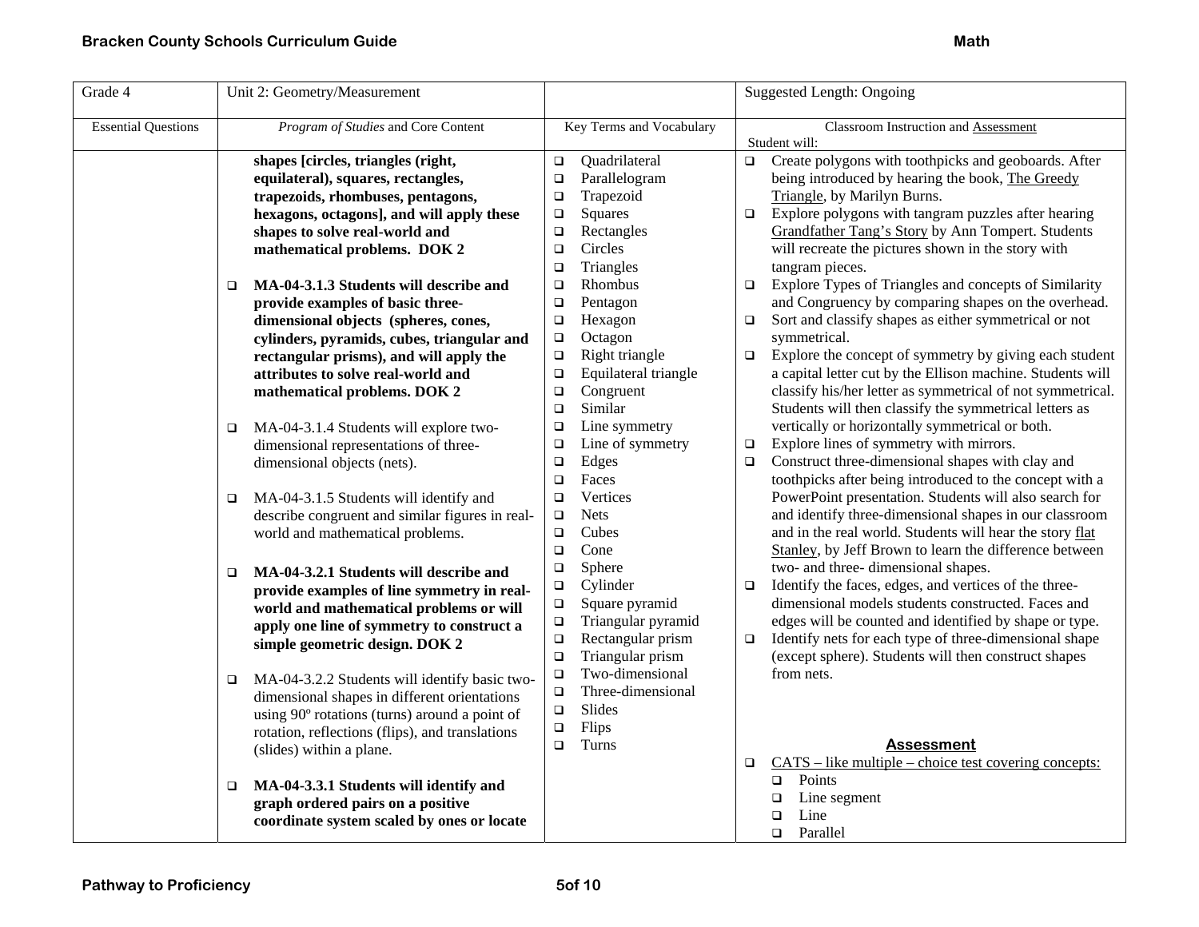| Grade 4 | Unit 2: Geometry/Measurement | | Suggested Length: Ongoing |
|---|---|---|---|
| Essential Questions | *Program of Studies* and Core Content | Key Terms and Vocabulary | Classroom Instruction and Assessment<br>Student will: |
| | **shapes [circles, triangles (right, equilateral), squares, rectangles, trapezoids, rhombuses, pentagons, hexagons, octagons], and will apply these shapes to solve real-world and mathematical problems. DOK 2**<br><br>❑ **MA-04-3.1.3 Students will describe and provide examples of basic three-dimensional objects (spheres, cones, cylinders, pyramids, cubes, triangular and rectangular prisms), and will apply the attributes to solve real-world and mathematical problems. DOK 2**<br><br>❑ MA-04-3.1.4 Students will explore two-dimensional representations of three-dimensional objects (nets).<br><br>❑ MA-04-3.1.5 Students will identify and describe congruent and similar figures in real-world and mathematical problems.<br><br>❑ **MA-04-3.2.1 Students will describe and provide examples of line symmetry in real-world and mathematical problems or will apply one line of symmetry to construct a simple geometric design. DOK 2**<br><br>❑ MA-04-3.2.2 Students will identify basic two-dimensional shapes in different orientations using 90º rotations (turns) around a point of rotation, reflections (flips), and translations (slides) within a plane.<br><br>❑ **MA-04-3.3.1 Students will identify and graph ordered pairs on a positive coordinate system scaled by ones or locate** | ❑ Quadrilateral<br>❑ Parallelogram<br>❑ Trapezoid<br>❑ Squares<br>❑ Rectangles<br>❑ Circles<br>❑ Triangles<br>❑ Rhombus<br>❑ Pentagon<br>❑ Hexagon<br>❑ Octagon<br>❑ Right triangle<br>❑ Equilateral triangle<br>❑ Congruent<br>❑ Similar<br>❑ Line symmetry<br>❑ Line of symmetry<br>❑ Edges<br>❑ Faces<br>❑ Vertices<br>❑ Nets<br>❑ Cubes<br>❑ Cone<br>❑ Sphere<br>❑ Cylinder<br>❑ Square pyramid<br>❑ Triangular pyramid<br>❑ Rectangular prism<br>❑ Triangular prism<br>❑ Two-dimensional<br>❑ Three-dimensional<br>❑ Slides<br>❑ Flips<br>❑ Turns | ❑ Create polygons with toothpicks and geoboards. After being introduced by hearing the book, The Greedy Triangle, by Marilyn Burns.<br>❑ Explore polygons with tangram puzzles after hearing Grandfather Tang's Story by Ann Tompert. Students will recreate the pictures shown in the story with tangram pieces.<br>❑ Explore Types of Triangles and concepts of Similarity and Congruency by comparing shapes on the overhead.<br>❑ Sort and classify shapes as either symmetrical or not symmetrical.<br>❑ Explore the concept of symmetry by giving each student a capital letter cut by the Ellison machine. Students will classify his/her letter as symmetrical of not symmetrical. Students will then classify the symmetrical letters as vertically or horizontally symmetrical or both.<br>❑ Explore lines of symmetry with mirrors.<br>❑ Construct three-dimensional shapes with clay and toothpicks after being introduced to the concept with a PowerPoint presentation. Students will also search for and identify three-dimensional shapes in our classroom and in the real world. Students will hear the story flat Stanley, by Jeff Brown to learn the difference between two- and three- dimensional shapes.<br>❑ Identify the faces, edges, and vertices of the three-dimensional models students constructed. Faces and edges will be counted and identified by shape or type.<br>❑ Identify nets for each type of three-dimensional shape (except sphere). Students will then construct shapes from nets.<br><br>**Assessment**<br>❑ CATS – like multiple – choice test covering concepts:<br>  ❑ Points<br>  ❑ Line segment<br>  ❑ Line<br>  ❑ Parallel |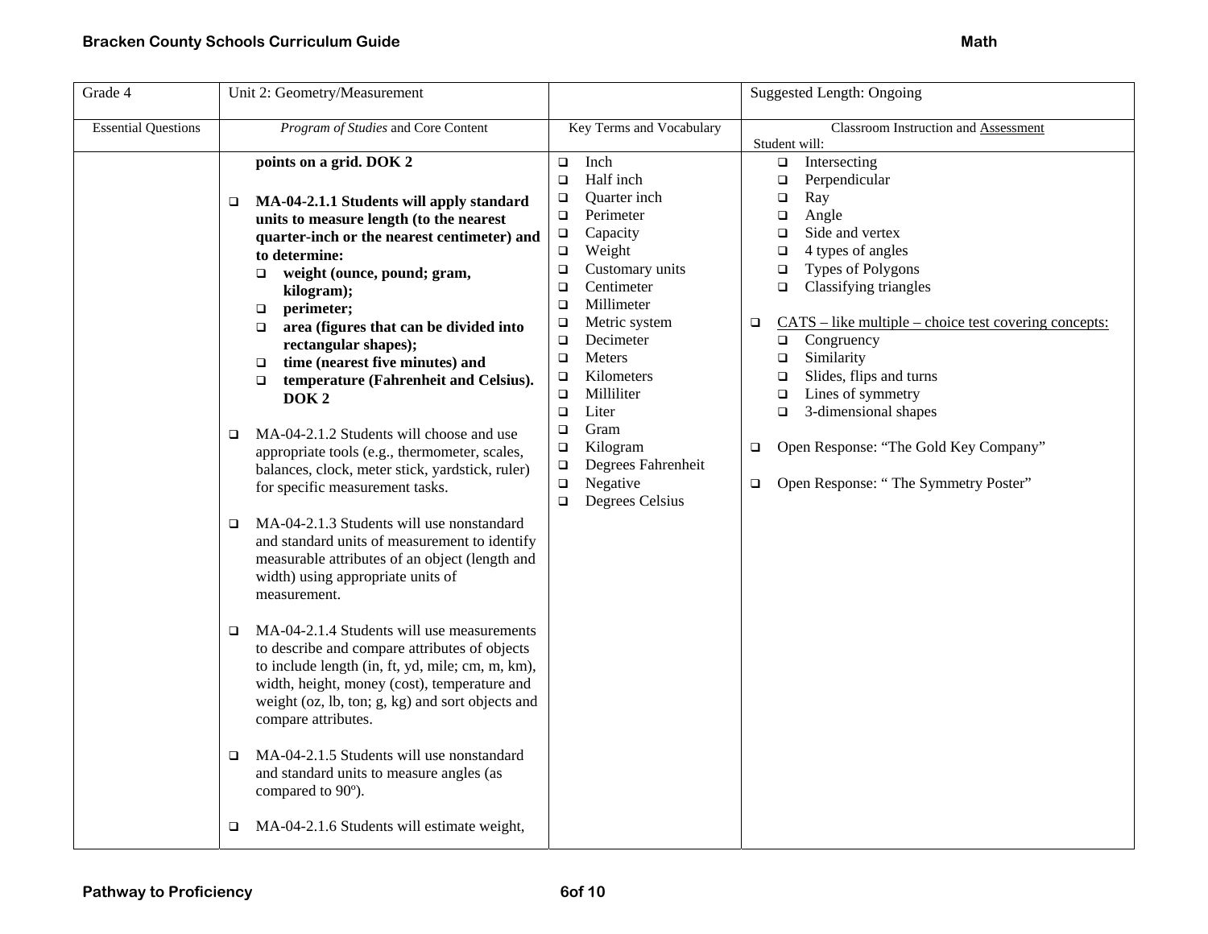| Grade 4 | Unit 2: Geometry/Measurement | | Suggested Length: Ongoing |
|---|---|---|---|
| Essential Questions | *Program of Studies* and Core Content | Key Terms and Vocabulary | Classroom Instruction and Assessment<br>Student will: |
| | **points on a grid. DOK 2**<br><br>❑ **MA-04-2.1.1 Students will apply standard units to measure length (to the nearest quarter-inch or the nearest centimeter) and to determine:**<br>❑ **weight (ounce, pound; gram, kilogram);**<br>❑ **perimeter;**<br>❑ **area (figures that can be divided into rectangular shapes);**<br>❑ **time (nearest five minutes) and**<br>❑ **temperature (Fahrenheit and Celsius). DOK 2**<br><br>❑ MA-04-2.1.2 Students will choose and use appropriate tools (e.g., thermometer, scales, balances, clock, meter stick, yardstick, ruler) for specific measurement tasks.<br><br>❑ MA-04-2.1.3 Students will use nonstandard and standard units of measurement to identify measurable attributes of an object (length and width) using appropriate units of measurement.<br><br>❑ MA-04-2.1.4 Students will use measurements to describe and compare attributes of objects to include length (in, ft, yd, mile; cm, m, km), width, height, money (cost), temperature and weight (oz, lb, ton; g, kg) and sort objects and compare attributes.<br><br>❑ MA-04-2.1.5 Students will use nonstandard and standard units to measure angles (as compared to 90º).<br><br>❑ MA-04-2.1.6 Students will estimate weight, | ❑ Inch<br>❑ Half inch<br>❑ Quarter inch<br>❑ Perimeter<br>❑ Capacity<br>❑ Weight<br>❑ Customary units<br>❑ Centimeter<br>❑ Millimeter<br>❑ Metric system<br>❑ Decimeter<br>❑ Meters<br>❑ Kilometers<br>❑ Milliliter<br>❑ Liter<br>❑ Gram<br>❑ Kilogram<br>❑ Degrees Fahrenheit<br>❑ Negative<br>❑ Degrees Celsius | ❑ Intersecting<br>❑ Perpendicular<br>❑ Ray<br>❑ Angle<br>❑ Side and vertex<br>❑ 4 types of angles<br>❑ Types of Polygons<br>❑ Classifying triangles<br><br>❑ <u>CATS – like multiple – choice test covering concepts:</u><br>❑ Congruency<br>❑ Similarity<br>❑ Slides, flips and turns<br>❑ Lines of symmetry<br>❑ 3-dimensional shapes<br><br>❑ Open Response: "The Gold Key Company"<br><br>❑ Open Response: " The Symmetry Poster" |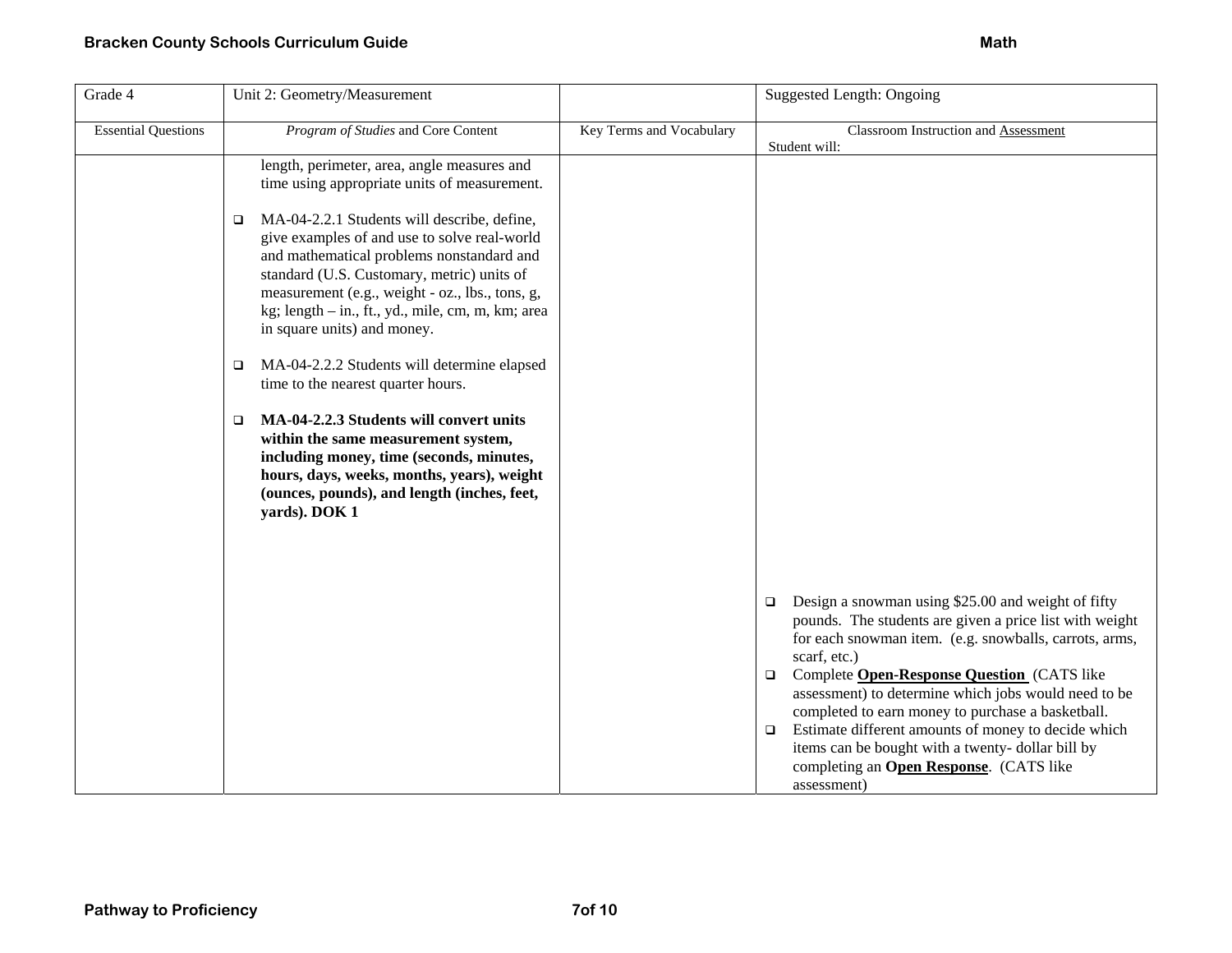| Grade 4 | Unit 2: Geometry/Measurement | | Suggested Length: Ongoing |
|---|---|---|---|
| Essential Questions | *Program of Studies* and Core Content | Key Terms and Vocabulary | Classroom Instruction and Assessment<br>Student will: |
| | length, perimeter, area, angle measures and time using appropriate units of measurement.<br><br>❑ MA-04-2.2.1 Students will describe, define, give examples of and use to solve real-world and mathematical problems nonstandard and standard (U.S. Customary, metric) units of measurement (e.g., weight - oz., lbs., tons, g, kg; length – in., ft., yd., mile, cm, m, km; area in square units) and money.<br><br>❑ MA-04-2.2.2 Students will determine elapsed time to the nearest quarter hours.<br><br>❑ **MA-04-2.2.3 Students will convert units within the same measurement system, including money, time (seconds, minutes, hours, days, weeks, months, years), weight (ounces, pounds), and length (inches, feet, yards). DOK 1** | | ❑ Design a snowman using $25.00 and weight of fifty pounds. The students are given a price list with weight for each snowman item. (e.g. snowballs, carrots, arms, scarf, etc.)<br>❑ Complete **Open-Response Question** (CATS like assessment) to determine which jobs would need to be completed to earn money to purchase a basketball.<br>❑ Estimate different amounts of money to decide which items can be bought with a twenty- dollar bill by completing an **Open Response**. (CATS like assessment) |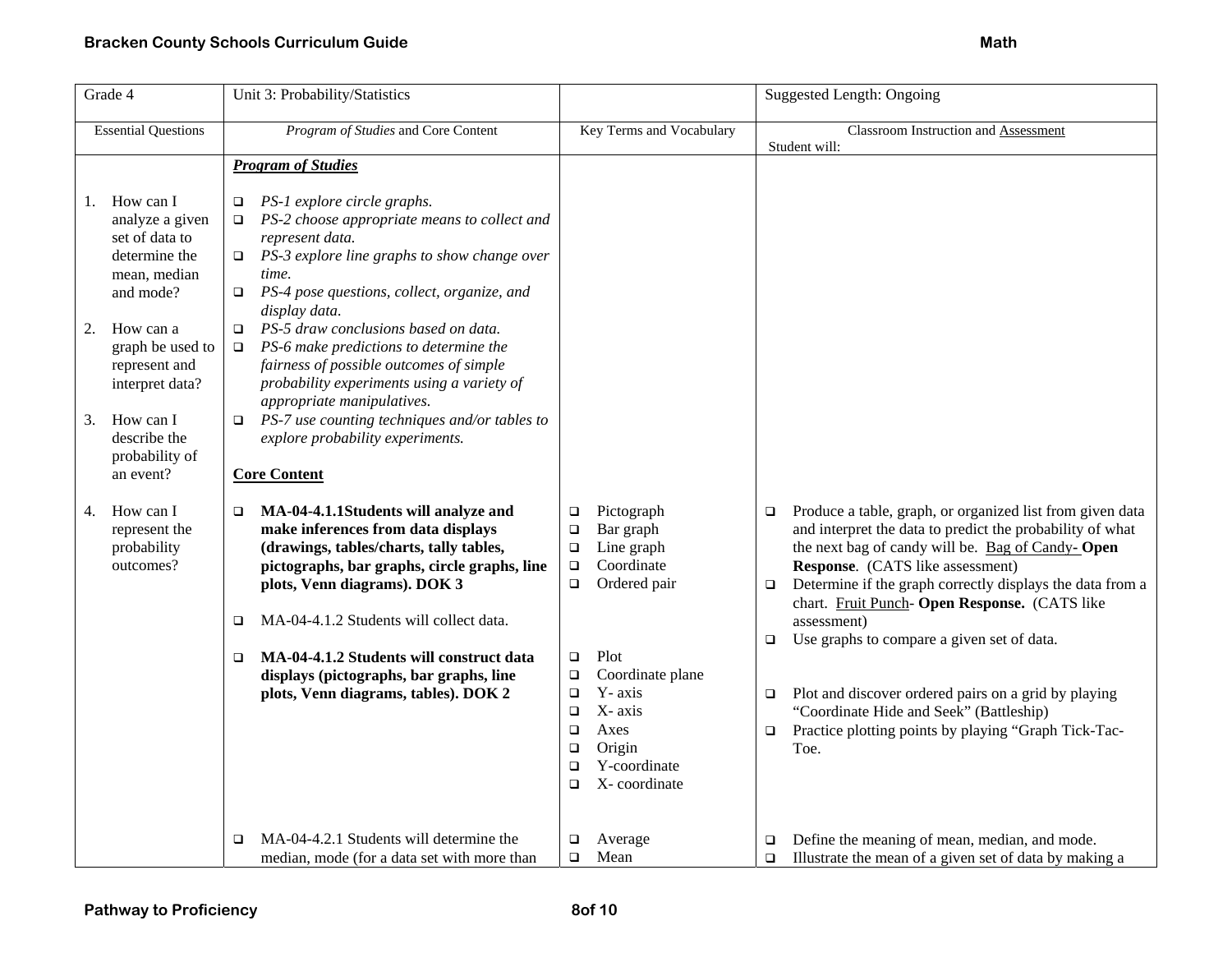| Grade 4 | Unit 3: Probability/Statistics | | Suggested Length: Ongoing |
|---|---|---|---|
| Essential Questions | *Program of Studies* and Core Content | Key Terms and Vocabulary | Classroom Instruction and Assessment<br>Student will: |
| 1. How can I analyze a given set of data to determine the mean, median and mode?<br><br>2. How can a graph be used to represent and interpret data?<br><br>3. How can I describe the probability of an event?<br><br>4. How can I represent the probability outcomes? | ***Program of Studies***<br><br>❑ *PS-1 explore circle graphs.*<br>❑ *PS-2 choose appropriate means to collect and represent data.*<br>❑ *PS-3 explore line graphs to show change over time.*<br>❑ *PS-4 pose questions, collect, organize, and display data.*<br>❑ *PS-5 draw conclusions based on data.*<br>❑ *PS-6 make predictions to determine the fairness of possible outcomes of simple probability experiments using a variety of appropriate manipulatives.*<br>❑ *PS-7 use counting techniques and/or tables to explore probability experiments.*<br><br>**Core Content**<br><br>❑ **MA-04-4.1.1Students will analyze and make inferences from data displays (drawings, tables/charts, tally tables, pictographs, bar graphs, circle graphs, line plots, Venn diagrams). DOK 3** | ❑ Pictograph<br>❑ Bar graph<br>❑ Line graph<br>❑ Coordinate<br>❑ Ordered pair | ❑ Produce a table, graph, or organized list from given data and interpret the data to predict the probability of what the next bag of candy will be. Bag of Candy- **Open Response**. (CATS like assessment)<br>❑ Determine if the graph correctly displays the data from a chart. Fruit Punch- **Open Response.** (CATS like assessment)<br>❑ Use graphs to compare a given set of data. |
| | ❑ MA-04-4.1.2 Students will collect data.<br><br>❑ **MA-04-4.1.2 Students will construct data displays (pictographs, bar graphs, line plots, Venn diagrams, tables). DOK 2** | ❑ Plot<br>❑ Coordinate plane<br>❑ Y- axis<br>❑ X- axis<br>❑ Axes<br>❑ Origin<br>❑ Y-coordinate<br>❑ X- coordinate | ❑ Plot and discover ordered pairs on a grid by playing "Coordinate Hide and Seek" (Battleship)<br>❑ Practice plotting points by playing "Graph Tick-Tac-Toe. |
| | ❑ MA-04-4.2.1 Students will determine the median, mode (for a data set with more than | ❑ Average<br>❑ Mean | ❑ Define the meaning of mean, median, and mode.<br>❑ Illustrate the mean of a given set of data by making a |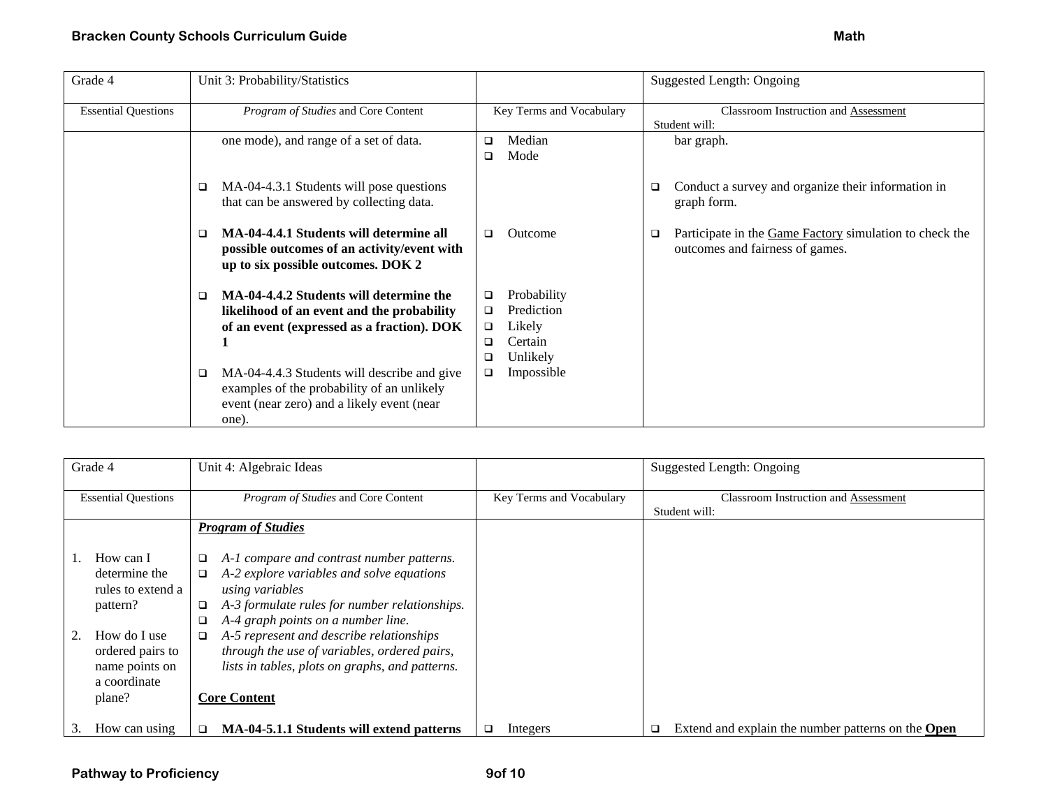| Grade 4 | Unit 3: Probability/Statistics | | Suggested Length: Ongoing |
|---|---|---|---|
| Essential Questions | *Program of Studies* and Core Content | Key Terms and Vocabulary | Classroom Instruction and <u>Assessment</u><br>Student will: |
| | one mode), and range of a set of data.<br><br>❑ MA-04-4.3.1 Students will pose questions that can be answered by collecting data.<br><br>❑ **MA-04-4.4.1 Students will determine all possible outcomes of an activity/event with up to six possible outcomes. DOK 2**<br><br>❑ **MA-04-4.4.2 Students will determine the likelihood of an event and the probability of an event (expressed as a fraction). DOK 1**<br><br>❑ MA-04-4.4.3 Students will describe and give examples of the probability of an unlikely event (near zero) and a likely event (near one). | ❑ Median<br>❑ Mode<br><br>❑ Outcome<br><br>❑ Probability<br>❑ Prediction<br>❑ Likely<br>❑ Certain<br>❑ Unlikely<br>❑ Impossible | bar graph.<br><br>❑ Conduct a survey and organize their information in graph form.<br><br>❑ Participate in the <u>Game Factory</u> simulation to check the outcomes and fairness of games. |

| Grade 4 | Unit 4: Algebraic Ideas | | Suggested Length: Ongoing |
|---|---|---|---|
| Essential Questions | *Program of Studies* and Core Content | Key Terms and Vocabulary | Classroom Instruction and <u>Assessment</u><br>Student will: |
| 1. How can I determine the rules to extend a pattern?<br><br>2. How do I use ordered pairs to name points on a coordinate plane?<br><br>3. How can using | ***<u>Program of Studies</u>***<br><br>❑ *A-1 compare and contrast number patterns.*<br>❑ *A-2 explore variables and solve equations using variables*<br>❑ *A-3 formulate rules for number relationships.*<br>❑ *A-4 graph points on a number line.*<br>❑ *A-5 represent and describe relationships through the use of variables, ordered pairs, lists in tables, plots on graphs, and patterns.*<br><br>**<u>Core Content</u>**<br><br>❑ **MA-04-5.1.1 Students will extend patterns** | ❑ Integers | ❑ Extend and explain the number patterns on the **<u>Open</u>** |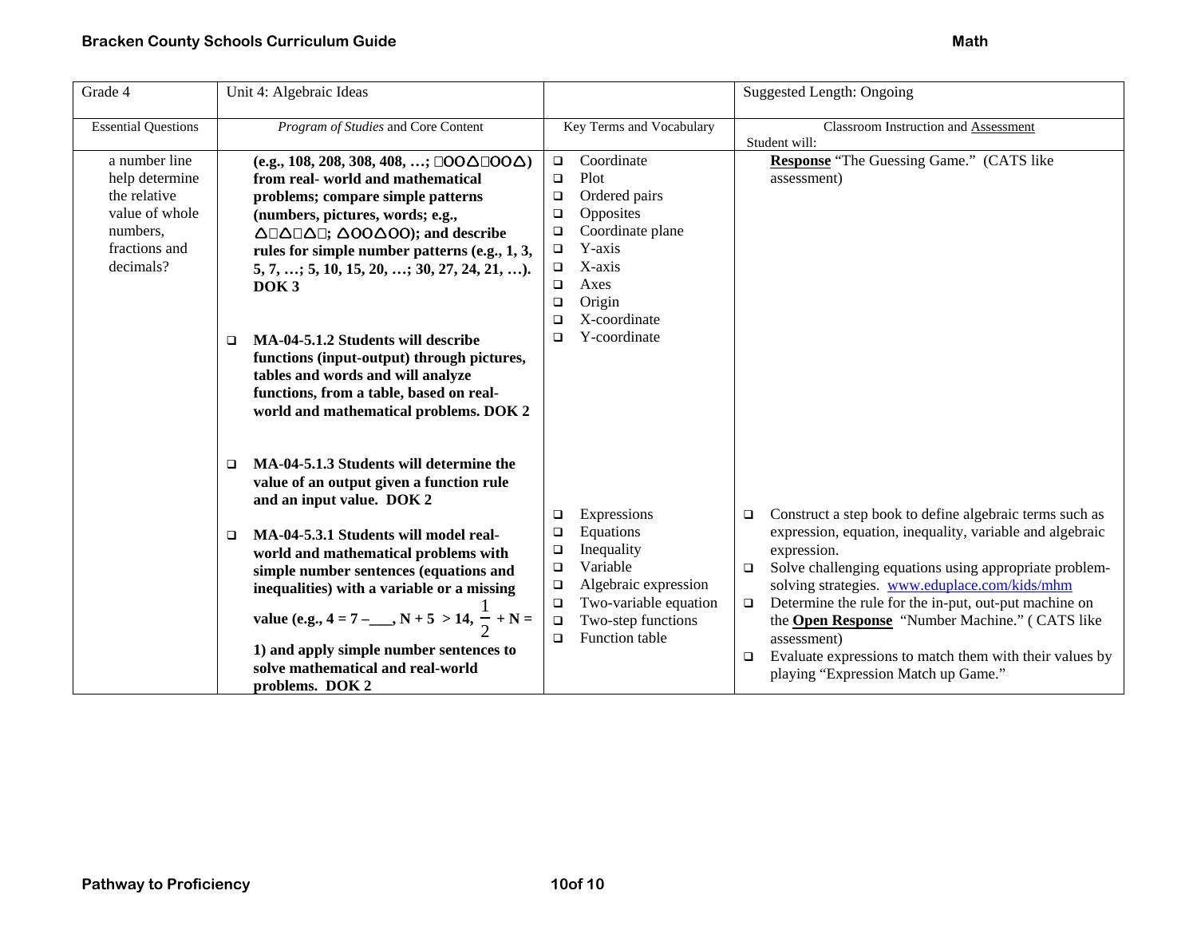| Grade 4 | Unit 4: Algebraic Ideas | | Suggested Length: Ongoing |
|---|---|---|---|
| Essential Questions | *Program of Studies* and Core Content | Key Terms and Vocabulary | Classroom Instruction and Assessment<br>Student will: |
| a number line help determine the relative value of whole numbers, fractions and decimals? | **(e.g., 108, 208, 308, 408, …; □OO△□OO△) from real- world and mathematical problems; compare simple patterns (numbers, pictures, words; e.g., △□△□△□; △OO△OO); and describe rules for simple number patterns (e.g., 1, 3, 5, 7, …; 5, 10, 15, 20, …; 30, 27, 24, 21, …). DOK 3**<br><br>❑ **MA-04-5.1.2 Students will describe functions (input-output) through pictures, tables and words and will analyze functions, from a table, based on real-world and mathematical problems. DOK 2** | ❑ Coordinate<br>❑ Plot<br>❑ Ordered pairs<br>❑ Opposites<br>❑ Coordinate plane<br>❑ Y-axis<br>❑ X-axis<br>❑ Axes<br>❑ Origin<br>❑ X-coordinate<br>❑ Y-coordinate | **Response** "The Guessing Game." (CATS like assessment) |
| | ❑ **MA-04-5.1.3 Students will determine the value of an output given a function rule and an input value. DOK 2**<br><br>❑ **MA-04-5.3.1 Students will model real-world and mathematical problems with simple number sentences (equations and inequalities) with a variable or a missing value (e.g., $4 = 7 -$ ___, $N + 5 > 14$, $\frac{1}{2} + N = 1$) and apply simple number sentences to solve mathematical and real-world problems. DOK 2** | ❑ Expressions<br>❑ Equations<br>❑ Inequality<br>❑ Variable<br>❑ Algebraic expression<br>❑ Two-variable equation<br>❑ Two-step functions<br>❑ Function table | ❑ Construct a step book to define algebraic terms such as expression, equation, inequality, variable and algebraic expression.<br>❑ Solve challenging equations using appropriate problem-solving strategies. www.eduplace.com/kids/mhm<br>❑ Determine the rule for the in-put, out-put machine on the **Open Response** "Number Machine." ( CATS like assessment)<br>❑ Evaluate expressions to match them with their values by playing "Expression Match up Game." |